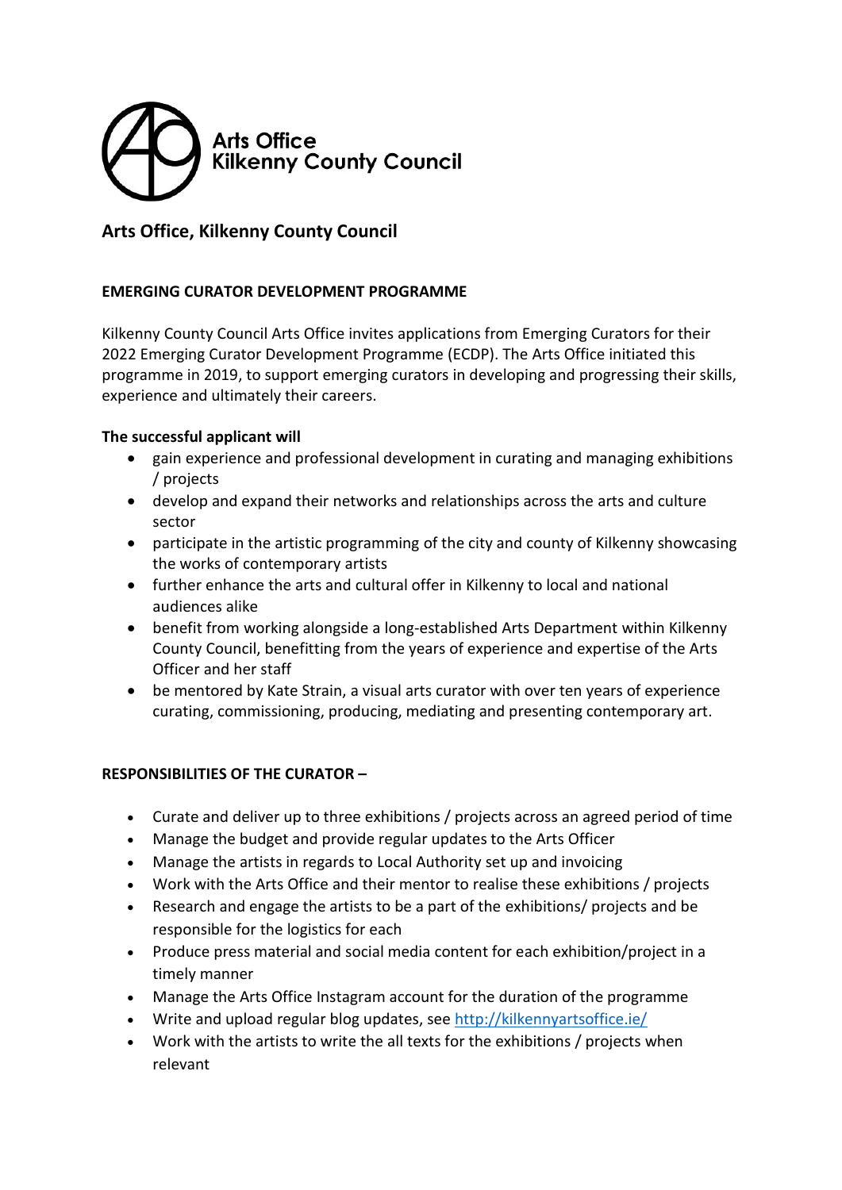Arts Office
Kilkenny County Council

## Arts Office, Kilkenny County Council

**EMERGING CURATOR DEVELOPMENT PROGRAMME**

Kilkenny County Council Arts Office invites applications from Emerging Curators for their 2022 Emerging Curator Development Programme (ECDP). The Arts Office initiated this programme in 2019, to support emerging curators in developing and progressing their skills, experience and ultimately their careers.

**The successful applicant will**

- gain experience and professional development in curating and managing exhibitions / projects
- develop and expand their networks and relationships across the arts and culture sector
- participate in the artistic programming of the city and county of Kilkenny showcasing the works of contemporary artists
- further enhance the arts and cultural offer in Kilkenny to local and national audiences alike
- benefit from working alongside a long-established Arts Department within Kilkenny County Council, benefitting from the years of experience and expertise of the Arts Officer and her staff
- be mentored by Kate Strain, a visual arts curator with over ten years of experience curating, commissioning, producing, mediating and presenting contemporary art.

**RESPONSIBILITIES OF THE CURATOR –**

- Curate and deliver up to three exhibitions / projects across an agreed period of time
- Manage the budget and provide regular updates to the Arts Officer
- Manage the artists in regards to Local Authority set up and invoicing
- Work with the Arts Office and their mentor to realise these exhibitions / projects
- Research and engage the artists to be a part of the exhibitions/ projects and be responsible for the logistics for each
- Produce press material and social media content for each exhibition/project in a timely manner
- Manage the Arts Office Instagram account for the duration of the programme
- Write and upload regular blog updates, see [http://kilkennyartsoffice.ie/](http://kilkennyartsoffice.ie/)
- Work with the artists to write the all texts for the exhibitions / projects when relevant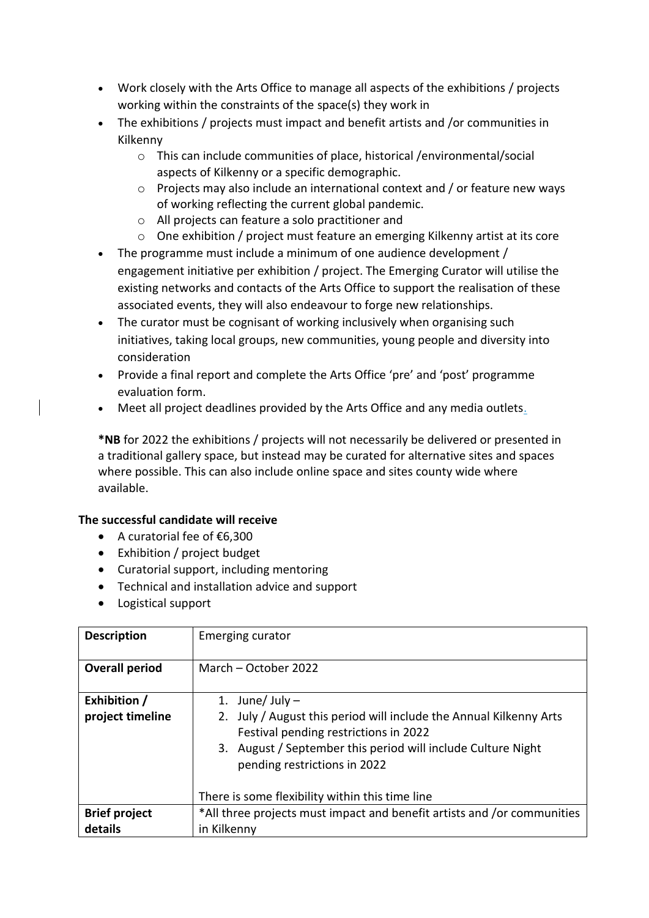- Work closely with the Arts Office to manage all aspects of the exhibitions / projects working within the constraints of the space(s) they work in
- The exhibitions / projects must impact and benefit artists and /or communities in Kilkenny
  - This can include communities of place, historical /environmental/social aspects of Kilkenny or a specific demographic.
  - Projects may also include an international context and / or feature new ways of working reflecting the current global pandemic.
  - All projects can feature a solo practitioner and
  - One exhibition / project must feature an emerging Kilkenny artist at its core
- The programme must include a minimum of one audience development / engagement initiative per exhibition / project. The Emerging Curator will utilise the existing networks and contacts of the Arts Office to support the realisation of these associated events, they will also endeavour to forge new relationships.
- The curator must be cognisant of working inclusively when organising such initiatives, taking local groups, new communities, young people and diversity into consideration
- Provide a final report and complete the Arts Office 'pre' and 'post' programme evaluation form.
- Meet all project deadlines provided by the Arts Office and any media outlets.

**\*NB** for 2022 the exhibitions / projects will not necessarily be delivered or presented in a traditional gallery space, but instead may be curated for alternative sites and spaces where possible. This can also include online space and sites county wide where available.

**The successful candidate will receive**

- A curatorial fee of €6,300
- Exhibition / project budget
- Curatorial support, including mentoring
- Technical and installation advice and support
- Logistical support

| **Description** | Emerging curator |
|---|---|
| **Overall period** | March – October 2022 |
| **Exhibition / project timeline** | 1. June/ July – <br> 2. July / August this period will include the Annual Kilkenny Arts Festival pending restrictions in 2022 <br> 3. August / September this period will include Culture Night pending restrictions in 2022 <br><br> There is some flexibility within this time line |
| **Brief project details** | *All three projects must impact and benefit artists and /or communities in Kilkenny |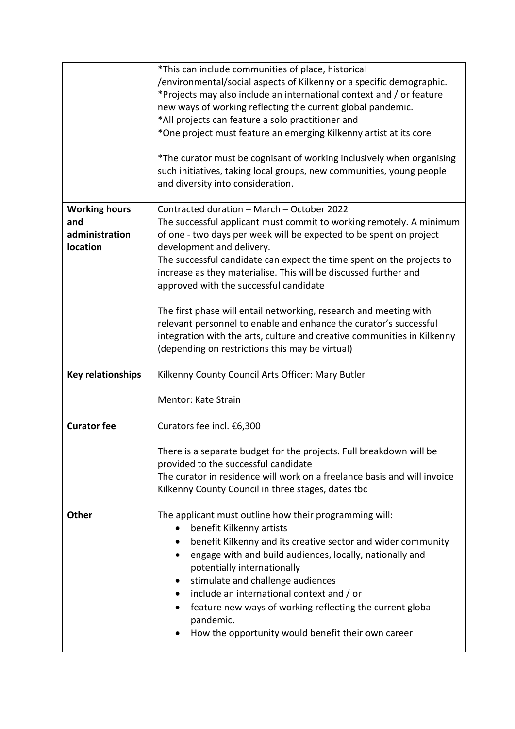| | |
|---|---|
| | *This can include communities of place, historical /environmental/social aspects of Kilkenny or a specific demographic.<br>*Projects may also include an international context and / or feature new ways of working reflecting the current global pandemic.<br>*All projects can feature a solo practitioner and<br>*One project must feature an emerging Kilkenny artist at its core<br><br>*The curator must be cognisant of working inclusively when organising such initiatives, taking local groups, new communities, young people and diversity into consideration. |
| **Working hours and administration location** | Contracted duration – March – October 2022<br>The successful applicant must commit to working remotely. A minimum of one - two days per week will be expected to be spent on project development and delivery.<br>The successful candidate can expect the time spent on the projects to increase as they materialise. This will be discussed further and approved with the successful candidate<br><br>The first phase will entail networking, research and meeting with relevant personnel to enable and enhance the curator's successful integration with the arts, culture and creative communities in Kilkenny (depending on restrictions this may be virtual) |
| **Key relationships** | Kilkenny County Council Arts Officer: Mary Butler<br><br>Mentor: Kate Strain |
| **Curator fee** | Curators fee incl. €6,300<br><br>There is a separate budget for the projects. Full breakdown will be provided to the successful candidate<br>The curator in residence will work on a freelance basis and will invoice Kilkenny County Council in three stages, dates tbc |
| **Other** | The applicant must outline how their programming will:<br>• benefit Kilkenny artists<br>• benefit Kilkenny and its creative sector and wider community<br>• engage with and build audiences, locally, nationally and potentially internationally<br>• stimulate and challenge audiences<br>• include an international context and / or<br>• feature new ways of working reflecting the current global pandemic.<br>• How the opportunity would benefit their own career |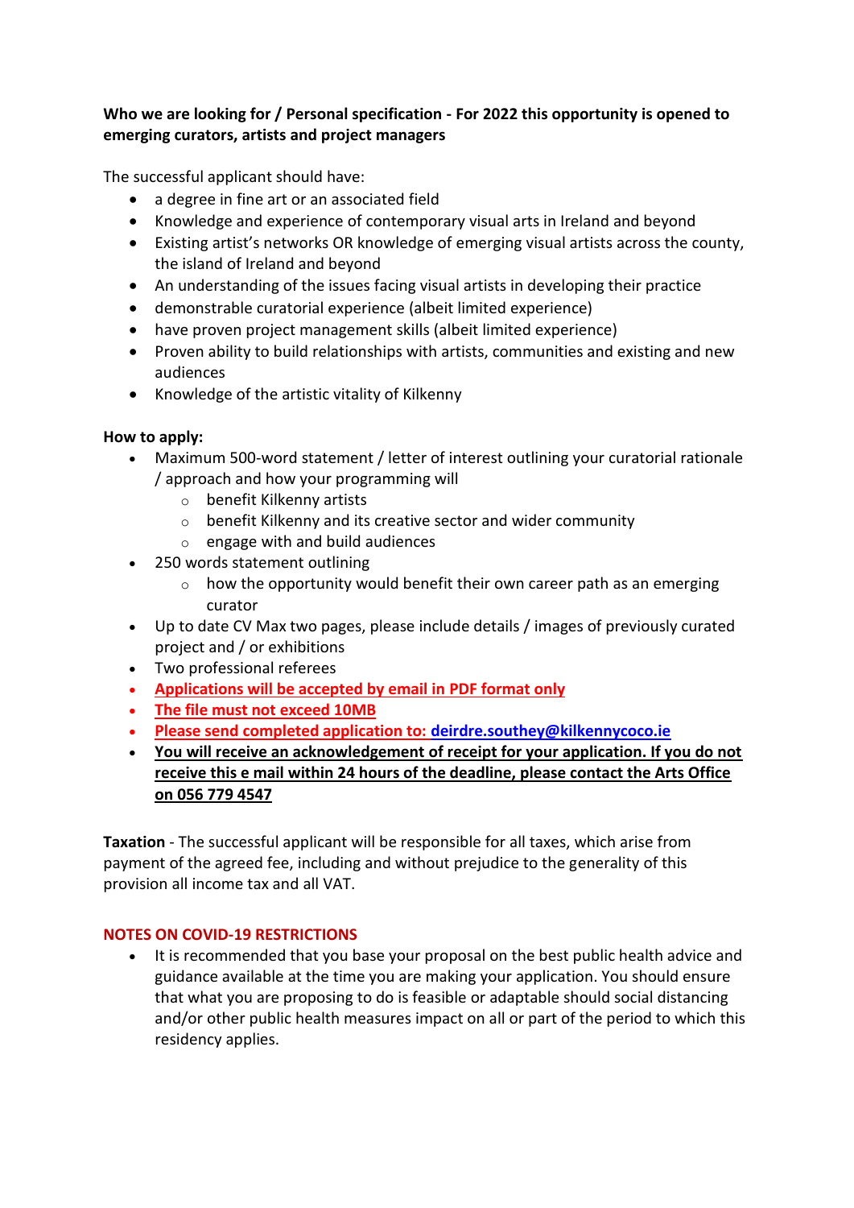**Who we are looking for / Personal specification - For 2022 this opportunity is opened to emerging curators, artists and project managers**

The successful applicant should have:

- a degree in fine art or an associated field
- Knowledge and experience of contemporary visual arts in Ireland and beyond
- Existing artist's networks OR knowledge of emerging visual artists across the county, the island of Ireland and beyond
- An understanding of the issues facing visual artists in developing their practice
- demonstrable curatorial experience (albeit limited experience)
- have proven project management skills (albeit limited experience)
- Proven ability to build relationships with artists, communities and existing and new audiences
- Knowledge of the artistic vitality of Kilkenny

**How to apply:**

- Maximum 500-word statement / letter of interest outlining your curatorial rationale / approach and how your programming will
  - benefit Kilkenny artists
  - benefit Kilkenny and its creative sector and wider community
  - engage with and build audiences
- 250 words statement outlining
  - how the opportunity would benefit their own career path as an emerging curator
- Up to date CV Max two pages, please include details / images of previously curated project and / or exhibitions
- Two professional referees
- **Applications will be accepted by email in PDF format only**
- **The file must not exceed 10MB**
- **Please send completed application to: deirdre.southey@kilkennycoco.ie**
- **You will receive an acknowledgement of receipt for your application. If you do not receive this e mail within 24 hours of the deadline, please contact the Arts Office on 056 779 4547**

**Taxation** - The successful applicant will be responsible for all taxes, which arise from payment of the agreed fee, including and without prejudice to the generality of this provision all income tax and all VAT.

**NOTES ON COVID-19 RESTRICTIONS**

- It is recommended that you base your proposal on the best public health advice and guidance available at the time you are making your application. You should ensure that what you are proposing to do is feasible or adaptable should social distancing and/or other public health measures impact on all or part of the period to which this residency applies.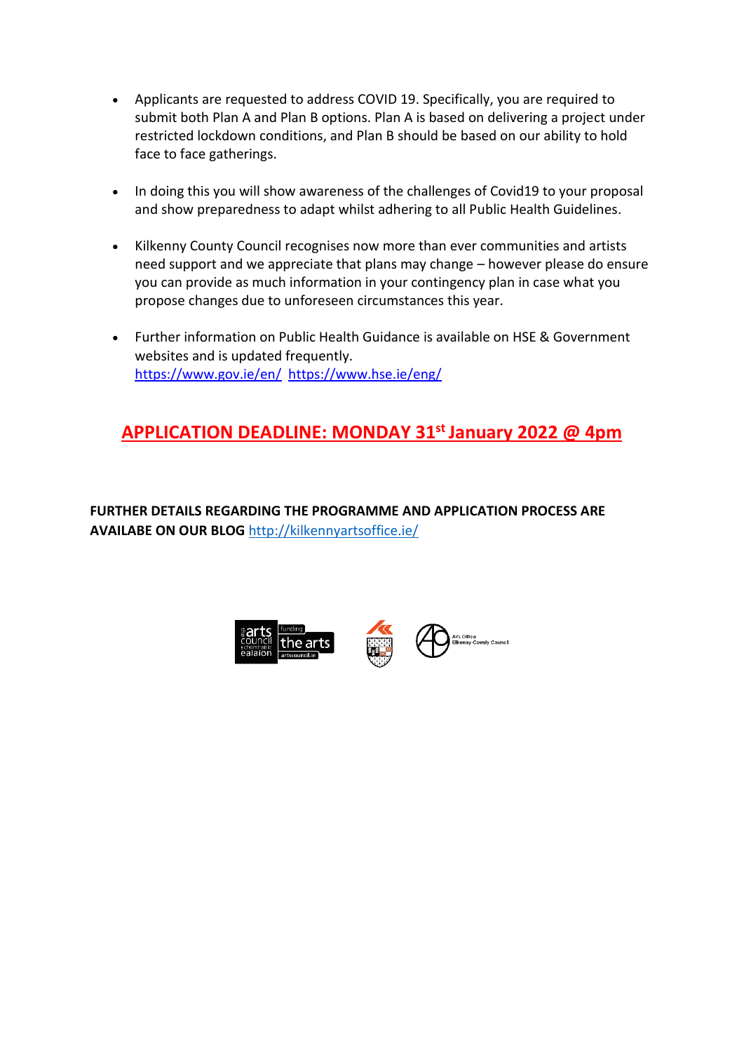- Applicants are requested to address COVID 19. Specifically, you are required to submit both Plan A and Plan B options. Plan A is based on delivering a project under restricted lockdown conditions, and Plan B should be based on our ability to hold face to face gatherings.

- In doing this you will show awareness of the challenges of Covid19 to your proposal and show preparedness to adapt whilst adhering to all Public Health Guidelines.

- Kilkenny County Council recognises now more than ever communities and artists need support and we appreciate that plans may change – however please do ensure you can provide as much information in your contingency plan in case what you propose changes due to unforeseen circumstances this year.

- Further information on Public Health Guidance is available on HSE & Government websites and is updated frequently.
  https://www.gov.ie/en/ https://www.hse.ie/eng/

## APPLICATION DEADLINE: MONDAY 31st January 2022 @ 4pm

**FURTHER DETAILS REGARDING THE PROGRAMME AND APPLICATION PROCESS ARE AVAILABE ON OUR BLOG** http://kilkennyartsoffice.ie/